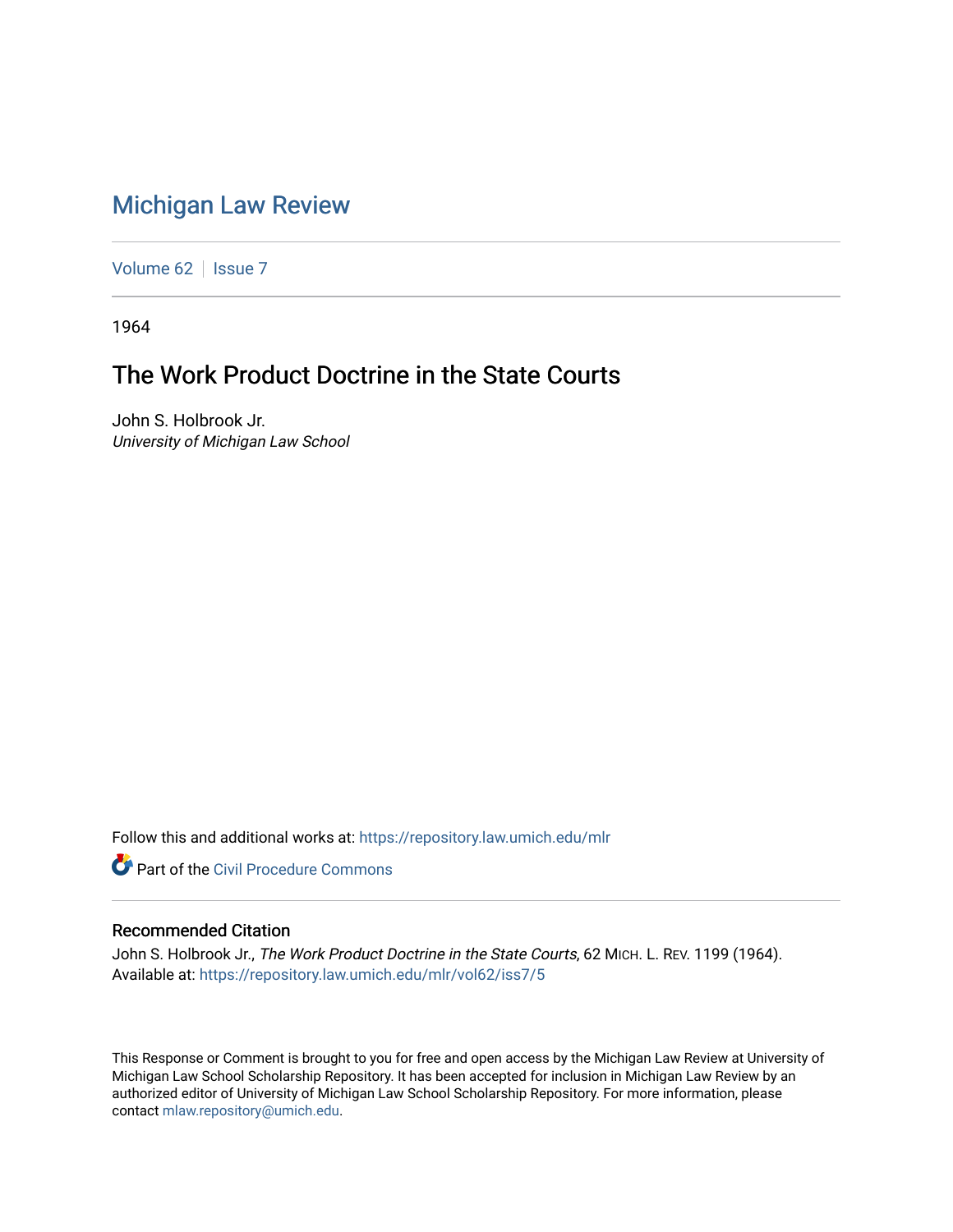# Michigan Law Review

Volume 62 | Issue 7

1964

## The Work Product Doctrine in the State Courts

John S. Holbrook Jr.
*University of Michigan Law School*

Follow this and additional works at: https://repository.law.umich.edu/mlr

Part of the Civil Procedure Commons

### Recommended Citation

John S. Holbrook Jr., *The Work Product Doctrine in the State Courts*, 62 MICH. L. REV. 1199 (1964).
Available at: https://repository.law.umich.edu/mlr/vol62/iss7/5

This Response or Comment is brought to you for free and open access by the Michigan Law Review at University of Michigan Law School Scholarship Repository. It has been accepted for inclusion in Michigan Law Review by an authorized editor of University of Michigan Law School Scholarship Repository. For more information, please contact mlaw.repository@umich.edu.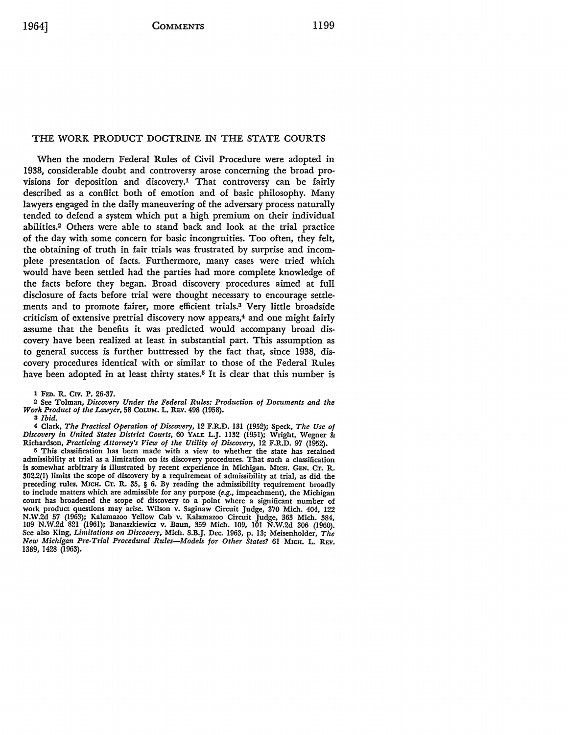## THE WORK PRODUCT DOCTRINE IN THE STATE COURTS

When the modern Federal Rules of Civil Procedure were adopted in 1938, considerable doubt and controversy arose concerning the broad provisions for deposition and discovery.[1] That controversy can be fairly described as a conflict both of emotion and of basic philosophy. Many lawyers engaged in the daily maneuvering of the adversary process naturally tended to defend a system which put a high premium on their individual abilities.[2] Others were able to stand back and look at the trial practice of the day with some concern for basic incongruities. Too often, they felt, the obtaining of truth in fair trials was frustrated by surprise and incomplete presentation of facts. Furthermore, many cases were tried which would have been settled had the parties had more complete knowledge of the facts before they began. Broad discovery procedures aimed at full disclosure of facts before trial were thought necessary to encourage settlements and to promote fairer, more efficient trials.[3] Very little broadside criticism of extensive pretrial discovery now appears,[4] and one might fairly assume that the benefits it was predicted would accompany broad discovery have been realized at least in substantial part. This assumption as to general success is further buttressed by the fact that, since 1938, discovery procedures identical with or similar to those of the Federal Rules have been adopted in at least thirty states.[5] It is clear that this number is

---

1 FED. R. CIV. P. 26-37.

2 See Tolman, *Discovery Under the Federal Rules: Production of Documents and the Work Product of the Lawyer*, 58 COLUM. L. REV. 498 (1958).

3 *Ibid.*

4 Clark, *The Practical Operation of Discovery*, 12 F.R.D. 131 (1952); Speck, *The Use of Discovery in United States District Courts*, 60 YALE L.J. 1132 (1951); Wright, Wegner & Richardson, *Practicing Attorney's View of the Utility of Discovery*, 12 F.R.D. 97 (1952).

5 This classification has been made with a view to whether the state has retained admissibility at trial as a limitation on its discovery procedures. That such a classification is somewhat arbitrary is illustrated by recent experience in Michigan. MICH. GEN. CT. R. 302.2(1) limits the scope of discovery by a requirement of admissibility at trial, as did the preceding rules. MICH. CT. R. 35, § 6. By reading the admissibility requirement broadly to include matters which are admissible for any purpose (*e.g.*, impeachment), the Michigan court has broadened the scope of discovery to a point where a significant number of work product questions may arise. Wilson v. Saginaw Circuit Judge, 370 Mich. 404, 122 N.W.2d 57 (1963); Kalamazoo Yellow Cab v. Kalamazoo Circuit Judge, 363 Mich. 384, 109 N.W.2d 821 (1961); Banaszkiewicz v. Baun, 359 Mich. 109, 101 N.W.2d 306 (1960). See also King, *Limitations on Discovery*, Mich. S.B.J. Dec. 1963, p. 13; Meisenholder, *The New Michigan Pre-Trial Procedural Rules—Models for Other States?* 61 MICH. L. REV. 1389, 1428 (1963).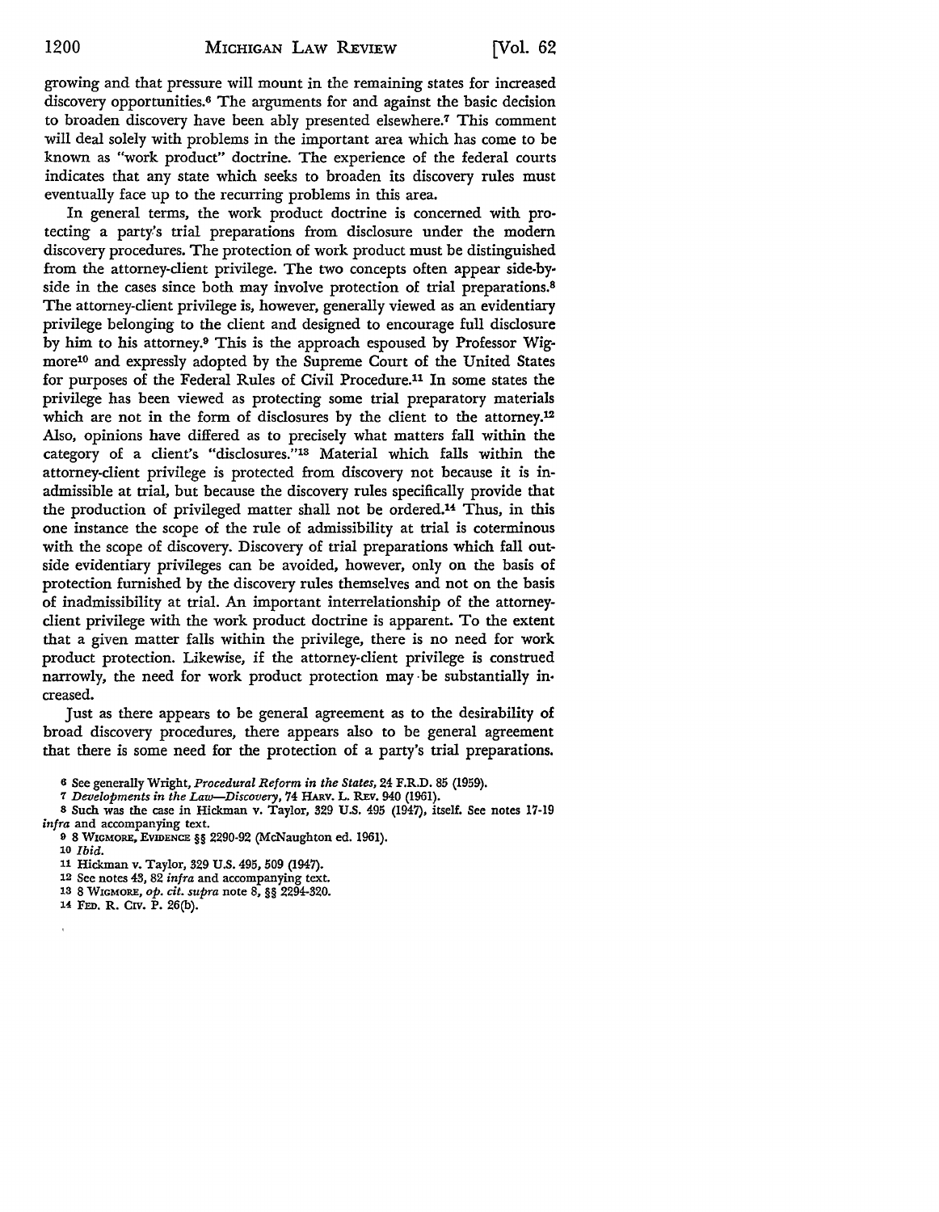growing and that pressure will mount in the remaining states for increased discovery opportunities.[6] The arguments for and against the basic decision to broaden discovery have been ably presented elsewhere.[7] This comment will deal solely with problems in the important area which has come to be known as "work product" doctrine. The experience of the federal courts indicates that any state which seeks to broaden its discovery rules must eventually face up to the recurring problems in this area.

In general terms, the work product doctrine is concerned with protecting a party's trial preparations from disclosure under the modern discovery procedures. The protection of work product must be distinguished from the attorney-client privilege. The two concepts often appear side-by-side in the cases since both may involve protection of trial preparations.[8] The attorney-client privilege is, however, generally viewed as an evidentiary privilege belonging to the client and designed to encourage full disclosure by him to his attorney.[9] This is the approach espoused by Professor Wigmore[10] and expressly adopted by the Supreme Court of the United States for purposes of the Federal Rules of Civil Procedure.[11] In some states the privilege has been viewed as protecting some trial preparatory materials which are not in the form of disclosures by the client to the attorney.[12] Also, opinions have differed as to precisely what matters fall within the category of a client's "disclosures."[13] Material which falls within the attorney-client privilege is protected from discovery not because it is inadmissible at trial, but because the discovery rules specifically provide that the production of privileged matter shall not be ordered.[14] Thus, in this one instance the scope of the rule of admissibility at trial is coterminous with the scope of discovery. Discovery of trial preparations which fall outside evidentiary privileges can be avoided, however, only on the basis of protection furnished by the discovery rules themselves and not on the basis of inadmissibility at trial. An important interrelationship of the attorney-client privilege with the work product doctrine is apparent. To the extent that a given matter falls within the privilege, there is no need for work product protection. Likewise, if the attorney-client privilege is construed narrowly, the need for work product protection may be substantially increased.

Just as there appears to be general agreement as to the desirability of broad discovery procedures, there appears also to be general agreement that there is some need for the protection of a party's trial preparations.

---

6 See generally Wright, *Procedural Reform in the States*, 24 F.R.D. 85 (1959).

7 *Developments in the Law—Discovery*, 74 HARV. L. REV. 940 (1961).

8 Such was the case in Hickman v. Taylor, 329 U.S. 495 (1947), itself. See notes 17-19 *infra* and accompanying text.

9 8 WIGMORE, EVIDENCE §§ 2290-92 (McNaughton ed. 1961).

10 *Ibid.*

11 Hickman v. Taylor, 329 U.S. 495, 509 (1947).

12 See notes 43, 82 *infra* and accompanying text.

13 8 WIGMORE, *op. cit. supra* note 8, §§ 2294-320.

14 FED. R. CIV. P. 26(b).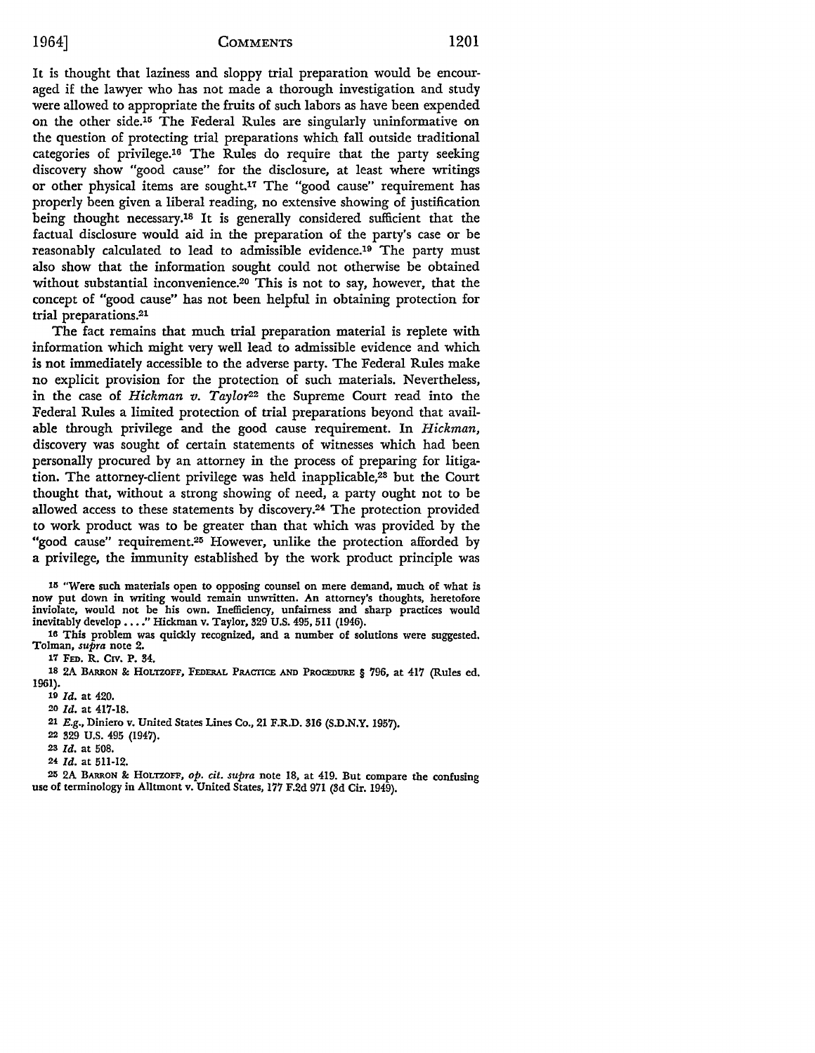It is thought that laziness and sloppy trial preparation would be encouraged if the lawyer who has not made a thorough investigation and study were allowed to appropriate the fruits of such labors as have been expended on the other side.[15] The Federal Rules are singularly uninformative on the question of protecting trial preparations which fall outside traditional categories of privilege.[16] The Rules do require that the party seeking discovery show "good cause" for the disclosure, at least where writings or other physical items are sought.[17] The "good cause" requirement has properly been given a liberal reading, no extensive showing of justification being thought necessary.[18] It is generally considered sufficient that the factual disclosure would aid in the preparation of the party's case or be reasonably calculated to lead to admissible evidence.[19] The party must also show that the information sought could not otherwise be obtained without substantial inconvenience.[20] This is not to say, however, that the concept of "good cause" has not been helpful in obtaining protection for trial preparations.[21]

The fact remains that much trial preparation material is replete with information which might very well lead to admissible evidence and which is not immediately accessible to the adverse party. The Federal Rules make no explicit provision for the protection of such materials. Nevertheless, in the case of *Hickman v. Taylor*[22] the Supreme Court read into the Federal Rules a limited protection of trial preparations beyond that available through privilege and the good cause requirement. In *Hickman*, discovery was sought of certain statements of witnesses which had been personally procured by an attorney in the process of preparing for litigation. The attorney-client privilege was held inapplicable,[23] but the Court thought that, without a strong showing of need, a party ought not to be allowed access to these statements by discovery.[24] The protection provided to work product was to be greater than that which was provided by the "good cause" requirement.[25] However, unlike the protection afforded by a privilege, the immunity established by the work product principle was

---

[15] "Were such materials open to opposing counsel on mere demand, much of what is now put down in writing would remain unwritten. An attorney's thoughts, heretofore inviolate, would not be his own. Inefficiency, unfairness and sharp practices would inevitably develop . . . ." Hickman v. Taylor, 329 U.S. 495, 511 (1946).

[16] This problem was quickly recognized, and a number of solutions were suggested. Tolman, *supra* note 2.

[17] FED. R. CIV. P. 34.

[18] 2A BARRON & HOLTZOFF, FEDERAL PRACTICE AND PROCEDURE § 796, at 417 (Rules ed. 1961).

[19] *Id.* at 420.

[20] *Id.* at 417-18.

[21] *E.g.*, Diniero v. United States Lines Co., 21 F.R.D. 316 (S.D.N.Y. 1957).

[22] 329 U.S. 495 (1947).

[23] *Id.* at 508.

[24] *Id.* at 511-12.

[25] 2A BARRON & HOLTZOFF, *op. cit. supra* note 18, at 419. But compare the confusing use of terminology in Alltmont v. United States, 177 F.2d 971 (3d Cir. 1949).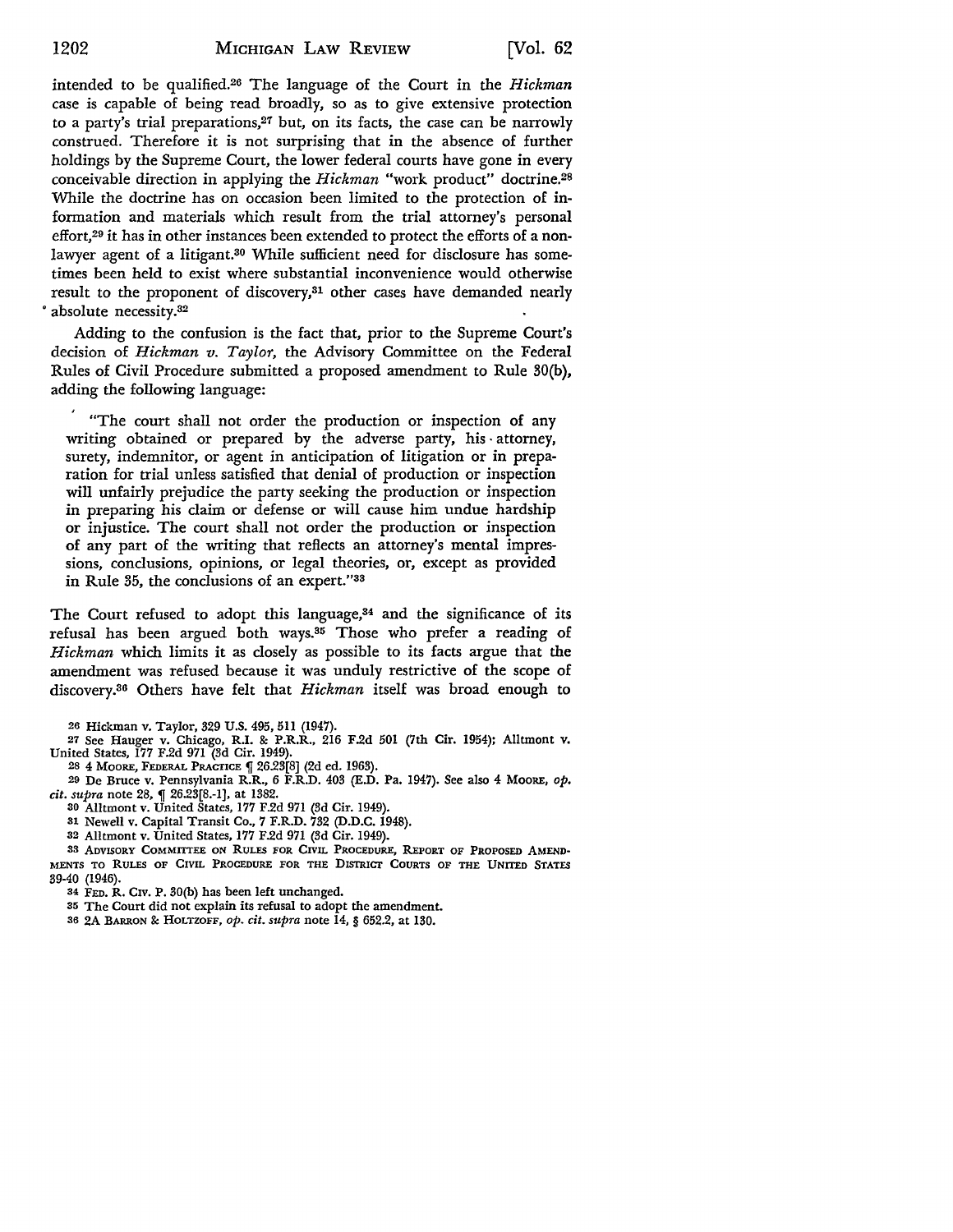intended to be qualified.[26] The language of the Court in the *Hickman* case is capable of being read broadly, so as to give extensive protection to a party's trial preparations,[27] but, on its facts, the case can be narrowly construed. Therefore it is not surprising that in the absence of further holdings by the Supreme Court, the lower federal courts have gone in every conceivable direction in applying the *Hickman* "work product" doctrine.[28] While the doctrine has on occasion been limited to the protection of information and materials which result from the trial attorney's personal effort,[29] it has in other instances been extended to protect the efforts of a nonlawyer agent of a litigant.[30] While sufficient need for disclosure has sometimes been held to exist where substantial inconvenience would otherwise result to the proponent of discovery,[31] other cases have demanded nearly absolute necessity.[32]

Adding to the confusion is the fact that, prior to the Supreme Court's decision of *Hickman v. Taylor*, the Advisory Committee on the Federal Rules of Civil Procedure submitted a proposed amendment to Rule 30(b), adding the following language:

> "The court shall not order the production or inspection of any writing obtained or prepared by the adverse party, his attorney, surety, indemnitor, or agent in anticipation of litigation or in preparation for trial unless satisfied that denial of production or inspection will unfairly prejudice the party seeking the production or inspection in preparing his claim or defense or will cause him undue hardship or injustice. The court shall not order the production or inspection of any part of the writing that reflects an attorney's mental impressions, conclusions, opinions, or legal theories, or, except as provided in Rule 35, the conclusions of an expert."[33]

The Court refused to adopt this language,[34] and the significance of its refusal has been argued both ways.[35] Those who prefer a reading of *Hickman* which limits it as closely as possible to its facts argue that the amendment was refused because it was unduly restrictive of the scope of discovery.[36] Others have felt that *Hickman* itself was broad enough to

---

[26] Hickman v. Taylor, 329 U.S. 495, 511 (1947).

[27] See Hauger v. Chicago, R.I. & P.R.R., 216 F.2d 501 (7th Cir. 1954); Alltmont v. United States, 177 F.2d 971 (3d Cir. 1949).

[28] 4 MOORE, FEDERAL PRACTICE ¶ 26.23[8] (2d ed. 1963).

[29] De Bruce v. Pennsylvania R.R., 6 F.R.D. 403 (E.D. Pa. 1947). See also 4 MOORE, *op. cit. supra* note 28, ¶ 26.23[8.-1], at 1382.

[30] Alltmont v. United States, 177 F.2d 971 (3d Cir. 1949).

[31] Newell v. Capital Transit Co., 7 F.R.D. 732 (D.D.C. 1948).

[32] Alltmont v. United States, 177 F.2d 971 (3d Cir. 1949).

[33] ADVISORY COMMITTEE ON RULES FOR CIVIL PROCEDURE, REPORT OF PROPOSED AMENDMENTS TO RULES OF CIVIL PROCEDURE FOR THE DISTRICT COURTS OF THE UNITED STATES 39-40 (1946).

[34] FED. R. CIV. P. 30(b) has been left unchanged.

[35] The Court did not explain its refusal to adopt the amendment.

[36] 2A BARRON & HOLTZOFF, *op. cit. supra* note 14, § 652.2, at 130.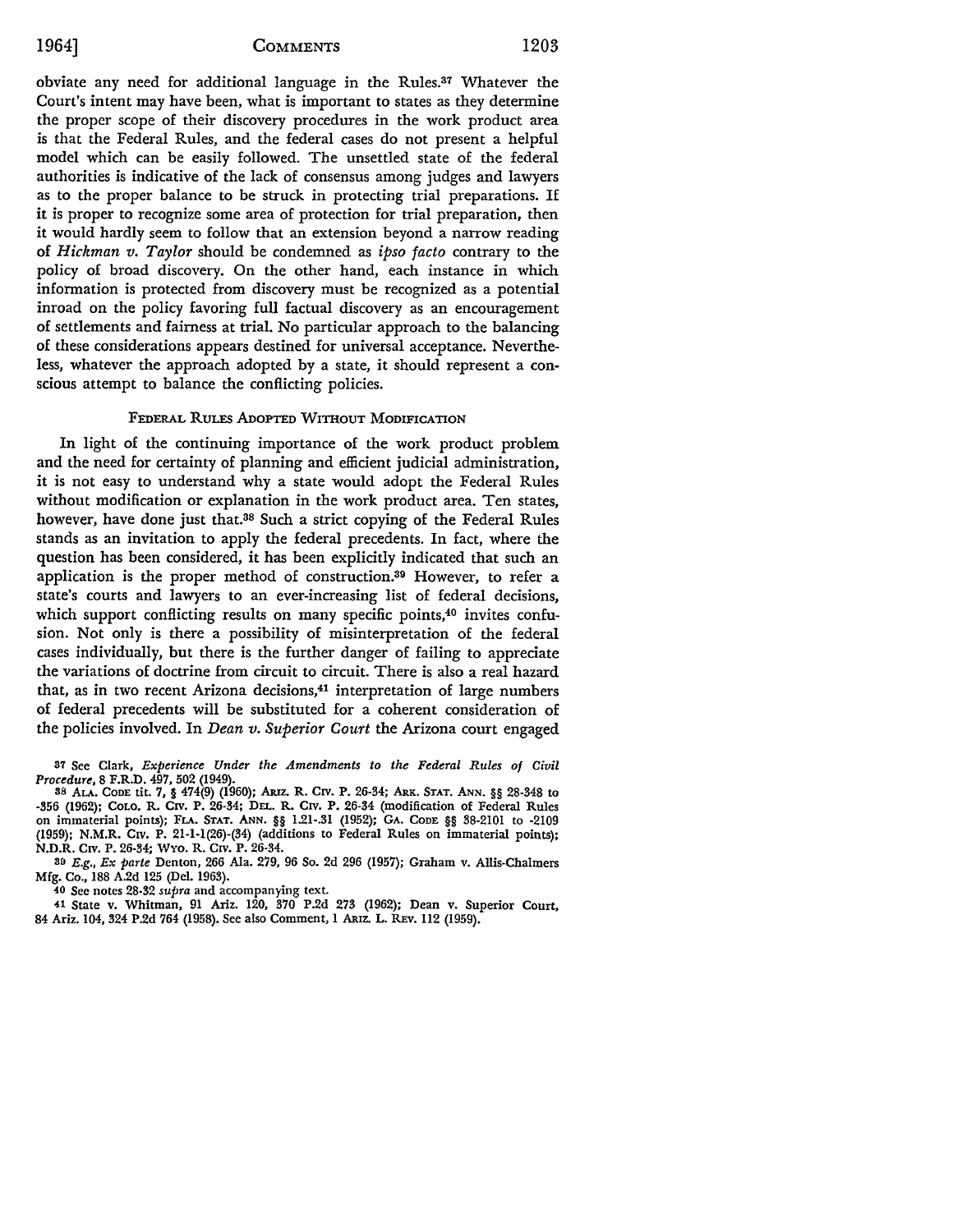obviate any need for additional language in the Rules.[37] Whatever the Court's intent may have been, what is important to states as they determine the proper scope of their discovery procedures in the work product area is that the Federal Rules, and the federal cases do not present a helpful model which can be easily followed. The unsettled state of the federal authorities is indicative of the lack of consensus among judges and lawyers as to the proper balance to be struck in protecting trial preparations. If it is proper to recognize some area of protection for trial preparation, then it would hardly seem to follow that an extension beyond a narrow reading of *Hickman v. Taylor* should be condemned as *ipso facto* contrary to the policy of broad discovery. On the other hand, each instance in which information is protected from discovery must be recognized as a potential inroad on the policy favoring full factual discovery as an encouragement of settlements and fairness at trial. No particular approach to the balancing of these considerations appears destined for universal acceptance. Nevertheless, whatever the approach adopted by a state, it should represent a conscious attempt to balance the conflicting policies.

### FEDERAL RULES ADOPTED WITHOUT MODIFICATION

In light of the continuing importance of the work product problem and the need for certainty of planning and efficient judicial administration, it is not easy to understand why a state would adopt the Federal Rules without modification or explanation in the work product area. Ten states, however, have done just that.[38] Such a strict copying of the Federal Rules stands as an invitation to apply the federal precedents. In fact, where the question has been considered, it has been explicitly indicated that such an application is the proper method of construction.[39] However, to refer a state's courts and lawyers to an ever-increasing list of federal decisions, which support conflicting results on many specific points,[40] invites confusion. Not only is there a possibility of misinterpretation of the federal cases individually, but there is the further danger of failing to appreciate the variations of doctrine from circuit to circuit. There is also a real hazard that, as in two recent Arizona decisions,[41] interpretation of large numbers of federal precedents will be substituted for a coherent consideration of the policies involved. In *Dean v. Superior Court* the Arizona court engaged

[37] See Clark, *Experience Under the Amendments to the Federal Rules of Civil Procedure*, 8 F.R.D. 497, 502 (1949).

[38] ALA. CODE tit. 7, § 474(9) (1960); ARIZ. R. CIV. P. 26-34; ARK. STAT. ANN. §§ 28-348 to -356 (1962); COLO. R. CIV. P. 26-34; DEL. R. CIV. P. 26-34 (modification of Federal Rules on immaterial points); FLA. STAT. ANN. §§ 1.21-.31 (1952); GA. CODE §§ 38-2101 to -2109 (1959); N.M.R. CIV. P. 21-1-1(26)-(34) (additions to Federal Rules on immaterial points); N.D.R. CIV. P. 26-34; WYO. R. CIV. P. 26-34.

[39] *E.g., Ex parte* Denton, 266 Ala. 279, 96 So. 2d 296 (1957); Graham v. Allis-Chalmers Mfg. Co., 188 A.2d 125 (Del. 1963).

[40] See notes 28-32 *supra* and accompanying text.

[41] State v. Whitman, 91 Ariz. 120, 370 P.2d 273 (1962); Dean v. Superior Court, 84 Ariz. 104, 324 P.2d 764 (1958). See also Comment, 1 ARIZ. L. REV. 112 (1959).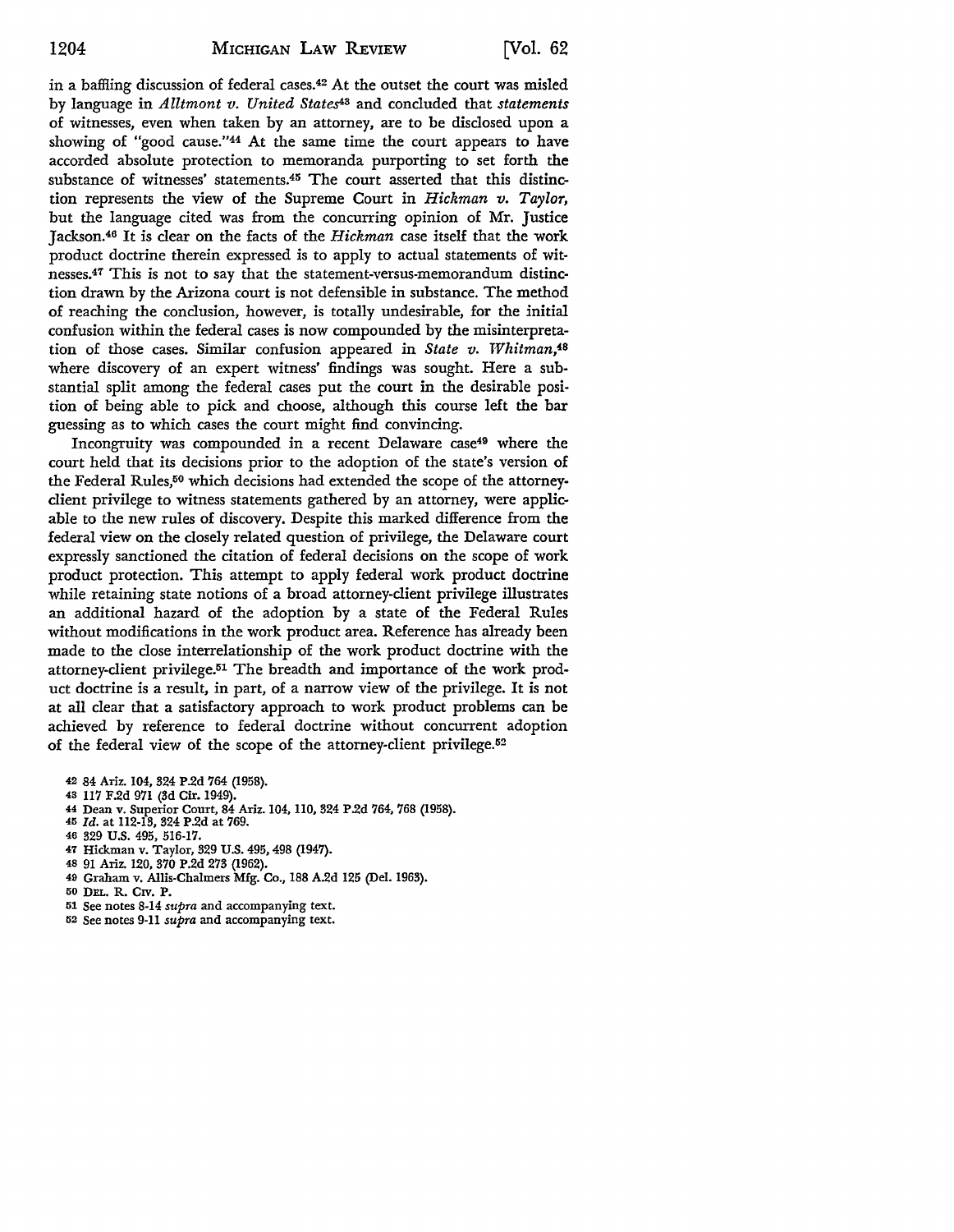in a baffling discussion of federal cases.[42] At the outset the court was misled by language in *Alltmont v. United States*[43] and concluded that *statements* of witnesses, even when taken by an attorney, are to be disclosed upon a showing of "good cause."[44] At the same time the court appears to have accorded absolute protection to memoranda purporting to set forth the substance of witnesses' statements.[45] The court asserted that this distinction represents the view of the Supreme Court in *Hickman v. Taylor*, but the language cited was from the concurring opinion of Mr. Justice Jackson.[46] It is clear on the facts of the *Hickman* case itself that the work product doctrine therein expressed is to apply to actual statements of witnesses.[47] This is not to say that the statement-versus-memorandum distinction drawn by the Arizona court is not defensible in substance. The method of reaching the conclusion, however, is totally undesirable, for the initial confusion within the federal cases is now compounded by the misinterpretation of those cases. Similar confusion appeared in *State v. Whitman*,[48] where discovery of an expert witness' findings was sought. Here a substantial split among the federal cases put the court in the desirable position of being able to pick and choose, although this course left the bar guessing as to which cases the court might find convincing.

Incongruity was compounded in a recent Delaware case[49] where the court held that its decisions prior to the adoption of the state's version of the Federal Rules,[50] which decisions had extended the scope of the attorney-client privilege to witness statements gathered by an attorney, were applicable to the new rules of discovery. Despite this marked difference from the federal view on the closely related question of privilege, the Delaware court expressly sanctioned the citation of federal decisions on the scope of work product protection. This attempt to apply federal work product doctrine while retaining state notions of a broad attorney-client privilege illustrates an additional hazard of the adoption by a state of the Federal Rules without modifications in the work product area. Reference has already been made to the close interrelationship of the work product doctrine with the attorney-client privilege.[51] The breadth and importance of the work product doctrine is a result, in part, of a narrow view of the privilege. It is not at all clear that a satisfactory approach to work product problems can be achieved by reference to federal doctrine without concurrent adoption of the federal view of the scope of the attorney-client privilege.[52]

42 84 Ariz. 104, 324 P.2d 764 (1958).
43 117 F.2d 971 (3d Cir. 1949).
44 Dean v. Superior Court, 84 Ariz. 104, 110, 324 P.2d 764, 768 (1958).
45 *Id.* at 112-13, 324 P.2d at 769.
46 329 U.S. 495, 516-17.
47 Hickman v. Taylor, 329 U.S. 495, 498 (1947).
48 91 Ariz. 120, 370 P.2d 273 (1962).
49 Graham v. Allis-Chalmers Mfg. Co., 188 A.2d 125 (Del. 1963).
50 DEL. R. CIV. P.
51 See notes 8-14 *supra* and accompanying text.
52 See notes 9-11 *supra* and accompanying text.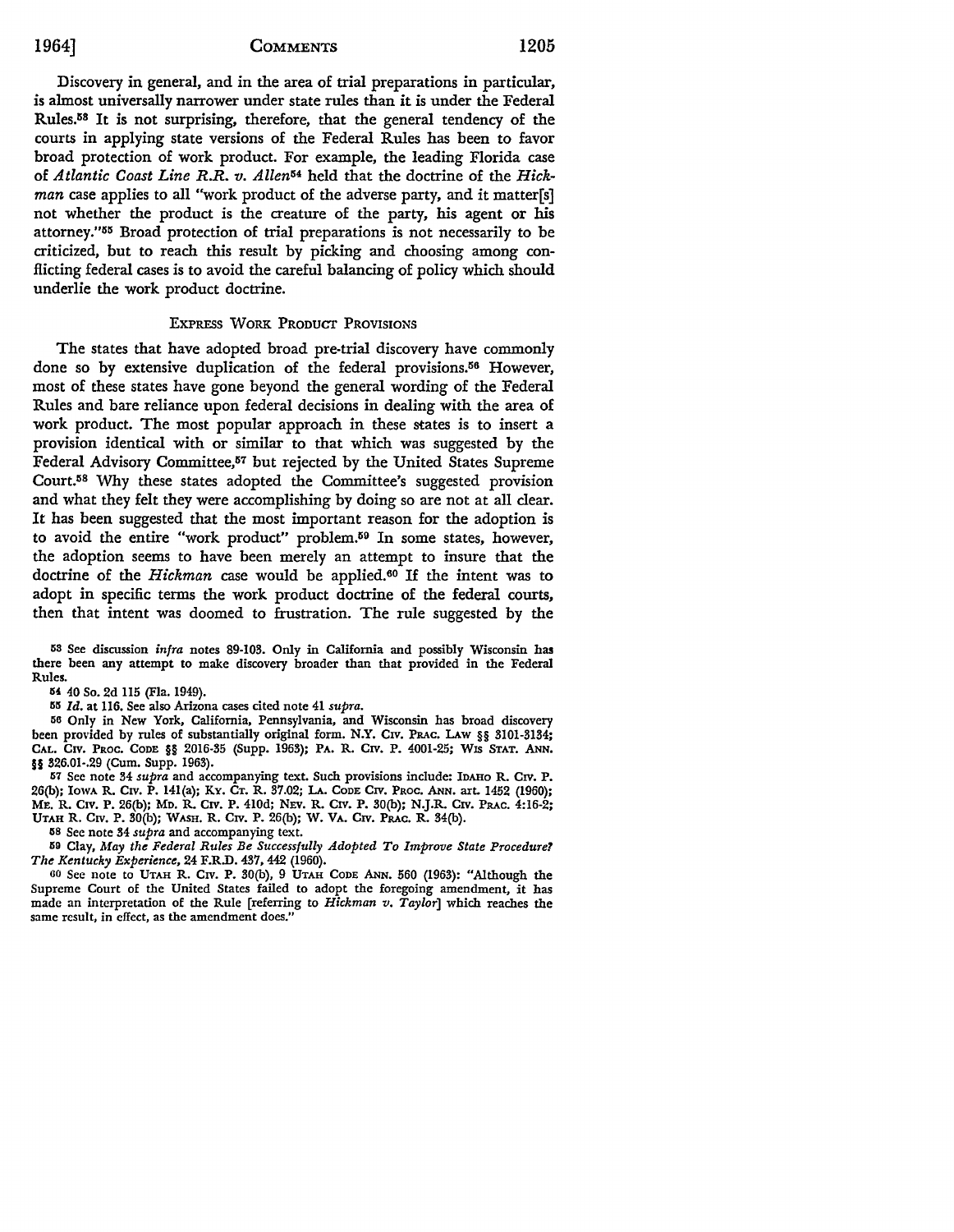Discovery in general, and in the area of trial preparations in particular, is almost universally narrower under state rules than it is under the Federal Rules.[53] It is not surprising, therefore, that the general tendency of the courts in applying state versions of the Federal Rules has been to favor broad protection of work product. For example, the leading Florida case of *Atlantic Coast Line R.R. v. Allen*[54] held that the doctrine of the *Hickman* case applies to all "work product of the adverse party, and it matter[s] not whether the product is the creature of the party, his agent or his attorney."[55] Broad protection of trial preparations is not necessarily to be criticized, but to reach this result by picking and choosing among conflicting federal cases is to avoid the careful balancing of policy which should underlie the work product doctrine.

## Express Work Product Provisions

The states that have adopted broad pre-trial discovery have commonly done so by extensive duplication of the federal provisions.[56] However, most of these states have gone beyond the general wording of the Federal Rules and bare reliance upon federal decisions in dealing with the area of work product. The most popular approach in these states is to insert a provision identical with or similar to that which was suggested by the Federal Advisory Committee,[57] but rejected by the United States Supreme Court.[58] Why these states adopted the Committee's suggested provision and what they felt they were accomplishing by doing so are not at all clear. It has been suggested that the most important reason for the adoption is to avoid the entire "work product" problem.[59] In some states, however, the adoption seems to have been merely an attempt to insure that the doctrine of the *Hickman* case would be applied.[60] If the intent was to adopt in specific terms the work product doctrine of the federal courts, then that intent was doomed to frustration. The rule suggested by the

---

[53] See discussion *infra* notes 89-103. Only in California and possibly Wisconsin has there been any attempt to make discovery broader than that provided in the Federal Rules.

[54] 40 So. 2d 115 (Fla. 1949).

[55] *Id.* at 116. See also Arizona cases cited note 41 *supra*.

[56] Only in New York, California, Pennsylvania, and Wisconsin has broad discovery been provided by rules of substantially original form. N.Y. Civ. Prac. Law §§ 3101-3134; Cal. Civ. Proc. Code §§ 2016-35 (Supp. 1963); Pa. R. Civ. P. 4001-25; Wis Stat. Ann. §§ 326.01-.29 (Cum. Supp. 1963).

[57] See note 34 *supra* and accompanying text. Such provisions include: Idaho R. Civ. P. 26(b); Iowa R. Civ. P. 141(a); Ky. Ct. R. 37.02; La. Code Civ. Proc. Ann. art. 1452 (1960); Me. R. Civ. P. 26(b); Md. R. Civ. P. 410d; Nev. R. Civ. P. 30(b); N.J.R. Civ. Prac. 4:16-2; Utah R. Civ. P. 30(b); Wash. R. Civ. P. 26(b); W. Va. Civ. Prac. R. 34(b).

[58] See note 34 *supra* and accompanying text.

[59] Clay, *May the Federal Rules Be Successfully Adopted To Improve State Procedure? The Kentucky Experience*, 24 F.R.D. 437, 442 (1960).

[60] See note to Utah R. Civ. P. 30(b), 9 Utah Code Ann. 560 (1963): "Although the Supreme Court of the United States failed to adopt the foregoing amendment, it has made an interpretation of the Rule [referring to *Hickman v. Taylor*] which reaches the same result, in effect, as the amendment does."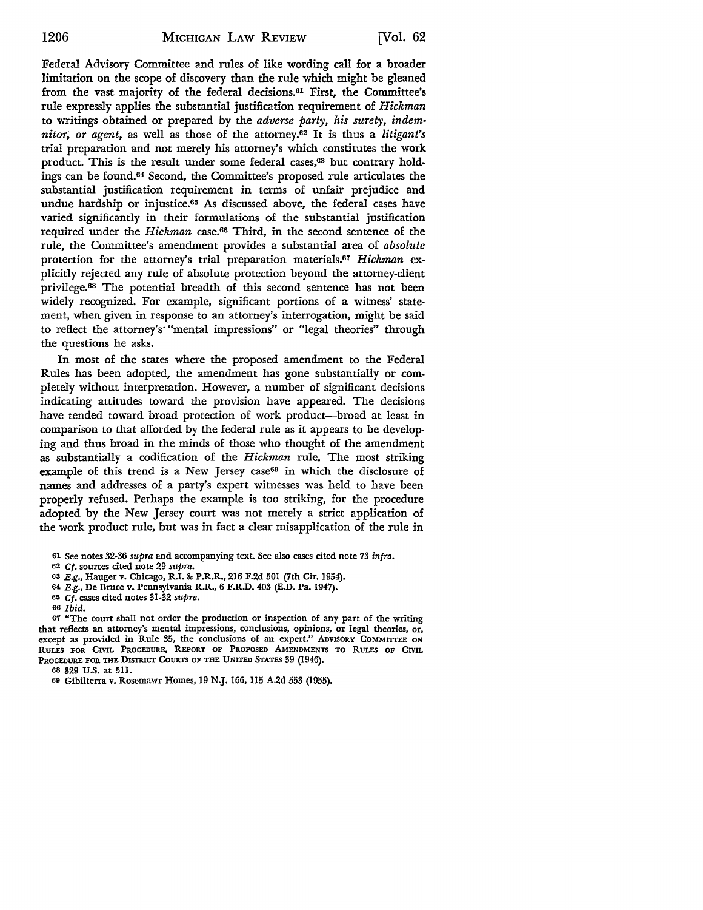Federal Advisory Committee and rules of like wording call for a broader limitation on the scope of discovery than the rule which might be gleaned from the vast majority of the federal decisions.[61] First, the Committee's rule expressly applies the substantial justification requirement of *Hickman* to writings obtained or prepared by the *adverse party, his surety, indemnitor, or agent,* as well as those of the attorney.[62] It is thus a *litigant's* trial preparation and not merely his attorney's which constitutes the work product. This is the result under some federal cases,[63] but contrary holdings can be found.[64] Second, the Committee's proposed rule articulates the substantial justification requirement in terms of unfair prejudice and undue hardship or injustice.[65] As discussed above, the federal cases have varied significantly in their formulations of the substantial justification required under the *Hickman* case.[66] Third, in the second sentence of the rule, the Committee's amendment provides a substantial area of *absolute* protection for the attorney's trial preparation materials.[67] *Hickman* explicitly rejected any rule of absolute protection beyond the attorney-client privilege.[68] The potential breadth of this second sentence has not been widely recognized. For example, significant portions of a witness' statement, when given in response to an attorney's interrogation, might be said to reflect the attorney's "mental impressions" or "legal theories" through the questions he asks.

In most of the states where the proposed amendment to the Federal Rules has been adopted, the amendment has gone substantially or completely without interpretation. However, a number of significant decisions indicating attitudes toward the provision have appeared. The decisions have tended toward broad protection of work product—broad at least in comparison to that afforded by the federal rule as it appears to be developing and thus broad in the minds of those who thought of the amendment as substantially a codification of the *Hickman* rule. The most striking example of this trend is a New Jersey case[69] in which the disclosure of names and addresses of a party's expert witnesses was held to have been properly refused. Perhaps the example is too striking, for the procedure adopted by the New Jersey court was not merely a strict application of the work product rule, but was in fact a clear misapplication of the rule in

---

[61] See notes 32-36 *supra* and accompanying text. See also cases cited note 73 *infra*.

[62] *Cf.* sources cited note 29 *supra*.

[63] *E.g.*, Hauger v. Chicago, R.I. & P.R.R., 216 F.2d 501 (7th Cir. 1954).

[64] *E.g.*, De Bruce v. Pennsylvania R.R., 6 F.R.D. 403 (E.D. Pa. 1947).

[65] *Cf.* cases cited notes 31-32 *supra*.

[66] *Ibid.*

[67] "The court shall not order the production or inspection of any part of the writing that reflects an attorney's mental impressions, conclusions, opinions, or legal theories, or, except as provided in Rule 35, the conclusions of an expert." ADVISORY COMMITTEE ON RULES FOR CIVIL PROCEDURE, REPORT OF PROPOSED AMENDMENTS TO RULES OF CIVIL PROCEDURE FOR THE DISTRICT COURTS OF THE UNITED STATES 39 (1946).

[68] 329 U.S. at 511.

[69] Gibilterra v. Rosemawr Homes, 19 N.J. 166, 115 A.2d 553 (1955).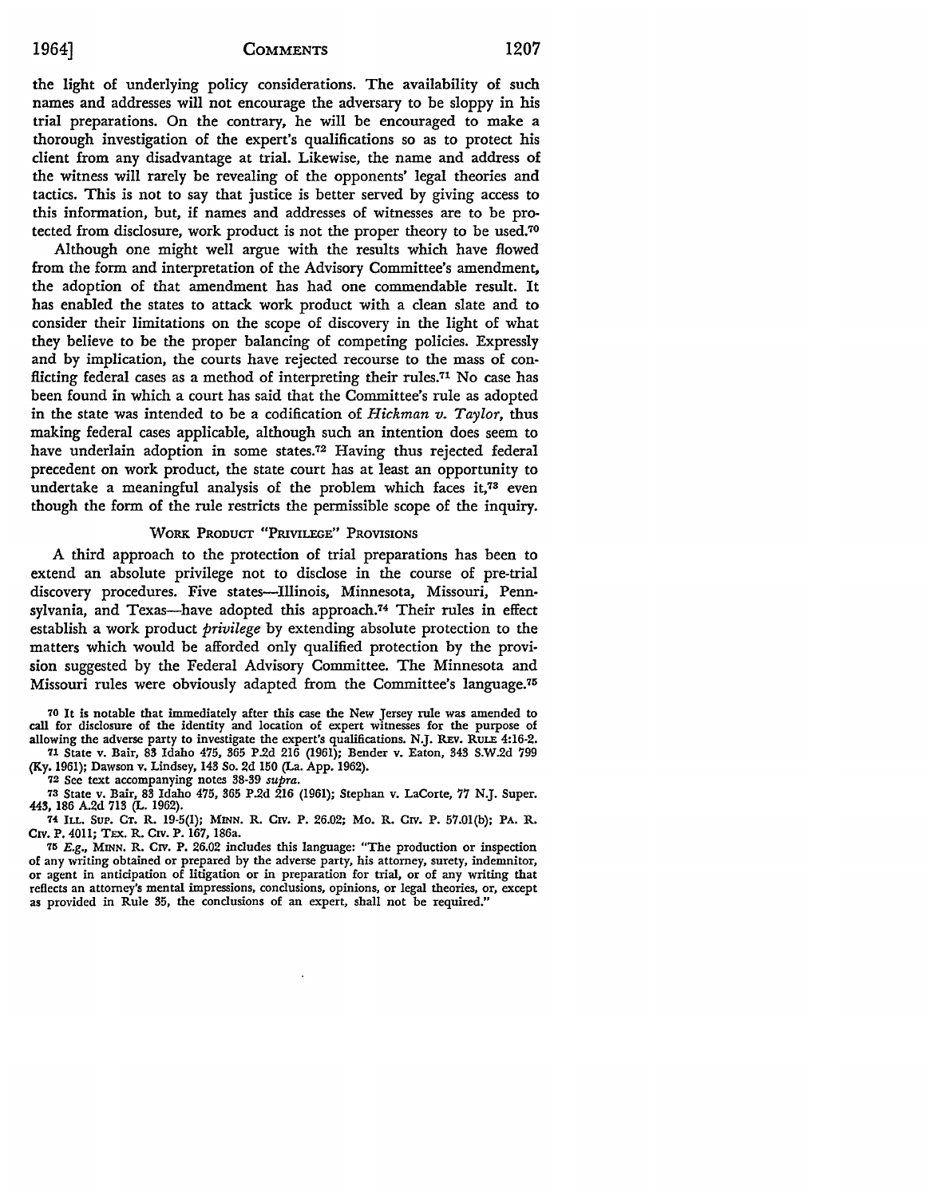the light of underlying policy considerations. The availability of such names and addresses will not encourage the adversary to be sloppy in his trial preparations. On the contrary, he will be encouraged to make a thorough investigation of the expert's qualifications so as to protect his client from any disadvantage at trial. Likewise, the name and address of the witness will rarely be revealing of the opponents' legal theories and tactics. This is not to say that justice is better served by giving access to this information, but, if names and addresses of witnesses are to be protected from disclosure, work product is not the proper theory to be used.[70]

Although one might well argue with the results which have flowed from the form and interpretation of the Advisory Committee's amendment, the adoption of that amendment has had one commendable result. It has enabled the states to attack work product with a clean slate and to consider their limitations on the scope of discovery in the light of what they believe to be the proper balancing of competing policies. Expressly and by implication, the courts have rejected recourse to the mass of conflicting federal cases as a method of interpreting their rules.[71] No case has been found in which a court has said that the Committee's rule as adopted in the state was intended to be a codification of *Hickman v. Taylor*, thus making federal cases applicable, although such an intention does seem to have underlain adoption in some states.[72] Having thus rejected federal precedent on work product, the state court has at least an opportunity to undertake a meaningful analysis of the problem which faces it,[73] even though the form of the rule restricts the permissible scope of the inquiry.

## WORK PRODUCT "PRIVILEGE" PROVISIONS

A third approach to the protection of trial preparations has been to extend an absolute privilege not to disclose in the course of pre-trial discovery procedures. Five states—Illinois, Minnesota, Missouri, Pennsylvania, and Texas—have adopted this approach.[74] Their rules in effect establish a work product *privilege* by extending absolute protection to the matters which would be afforded only qualified protection by the provision suggested by the Federal Advisory Committee. The Minnesota and Missouri rules were obviously adapted from the Committee's language.[75]

---

[70] It is notable that immediately after this case the New Jersey rule was amended to call for disclosure of the identity and location of expert witnesses for the purpose of allowing the adverse party to investigate the expert's qualifications. N.J. REV. RULE 4:16-2.

[71] State v. Bair, 83 Idaho 475, 365 P.2d 216 (1961); Bender v. Eaton, 343 S.W.2d 799 (Ky. 1961); Dawson v. Lindsey, 143 So. 2d 150 (La. App. 1962).

[72] See text accompanying notes 38-39 *supra*.

[73] State v. Bair, 83 Idaho 475, 365 P.2d 216 (1961); Stephan v. LaCorte, 77 N.J. Super. 443, 186 A.2d 713 (L. 1962).

[74] ILL. SUP. CT. R. 19-5(1); MINN. R. CIV. P. 26.02; MO. R. CIV. P. 57.01(b); PA. R. CIV. P. 4011; TEX. R. CIV. P. 167, 186a.

[75] *E.g.*, MINN. R. CIV. P. 26.02 includes this language: "The production or inspection of any writing obtained or prepared by the adverse party, his attorney, surety, indemnitor, or agent in anticipation of litigation or in preparation for trial, or of any writing that reflects an attorney's mental impressions, conclusions, opinions, or legal theories, or, except as provided in Rule 35, the conclusions of an expert, shall not be required."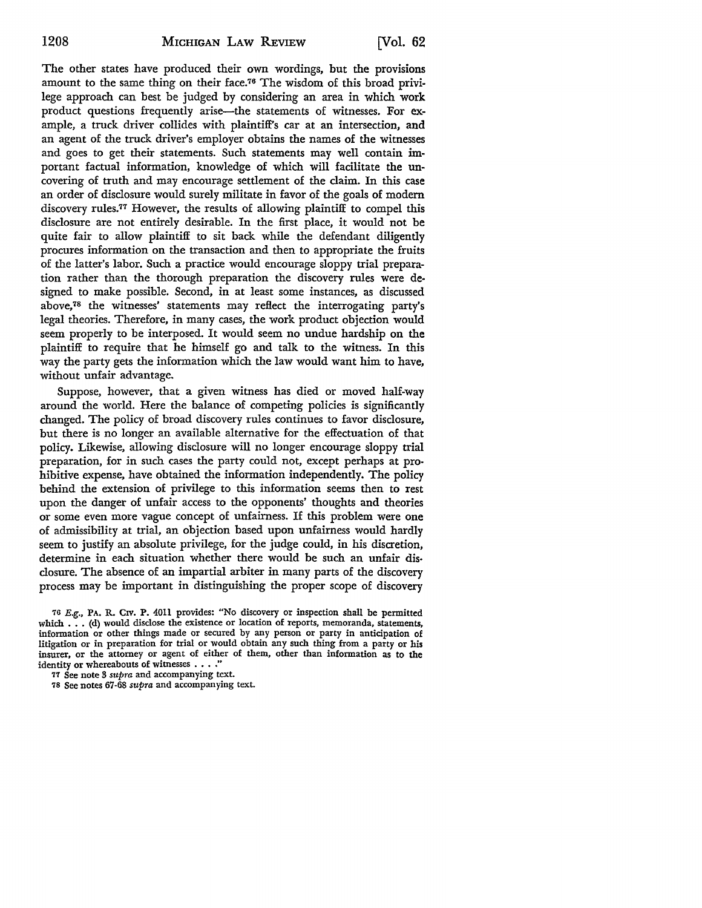The other states have produced their own wordings, but the provisions amount to the same thing on their face.[76] The wisdom of this broad privilege approach can best be judged by considering an area in which work product questions frequently arise—the statements of witnesses. For example, a truck driver collides with plaintiff's car at an intersection, and an agent of the truck driver's employer obtains the names of the witnesses and goes to get their statements. Such statements may well contain important factual information, knowledge of which will facilitate the uncovering of truth and may encourage settlement of the claim. In this case an order of disclosure would surely militate in favor of the goals of modern discovery rules.[77] However, the results of allowing plaintiff to compel this disclosure are not entirely desirable. In the first place, it would not be quite fair to allow plaintiff to sit back while the defendant diligently procures information on the transaction and then to appropriate the fruits of the latter's labor. Such a practice would encourage sloppy trial preparation rather than the thorough preparation the discovery rules were designed to make possible. Second, in at least some instances, as discussed above,[78] the witnesses' statements may reflect the interrogating party's legal theories. Therefore, in many cases, the work product objection would seem properly to be interposed. It would seem no undue hardship on the plaintiff to require that he himself go and talk to the witness. In this way the party gets the information which the law would want him to have, without unfair advantage.

Suppose, however, that a given witness has died or moved half-way around the world. Here the balance of competing policies is significantly changed. The policy of broad discovery rules continues to favor disclosure, but there is no longer an available alternative for the effectuation of that policy. Likewise, allowing disclosure will no longer encourage sloppy trial preparation, for in such cases the party could not, except perhaps at prohibitive expense, have obtained the information independently. The policy behind the extension of privilege to this information seems then to rest upon the danger of unfair access to the opponents' thoughts and theories or some even more vague concept of unfairness. If this problem were one of admissibility at trial, an objection based upon unfairness would hardly seem to justify an absolute privilege, for the judge could, in his discretion, determine in each situation whether there would be such an unfair disclosure. The absence of an impartial arbiter in many parts of the discovery process may be important in distinguishing the proper scope of discovery

[76] *E.g.*, PA. R. CIV. P. 4011 provides: "No discovery or inspection shall be permitted which . . . (d) would disclose the existence or location of reports, memoranda, statements, information or other things made or secured by any person or party in anticipation of litigation or in preparation for trial or would obtain any such thing from a party or his insurer, or the attorney or agent of either of them, other than information as to the identity or whereabouts of witnesses . . . ."

[77] See note 3 *supra* and accompanying text.

[78] See notes 67-68 *supra* and accompanying text.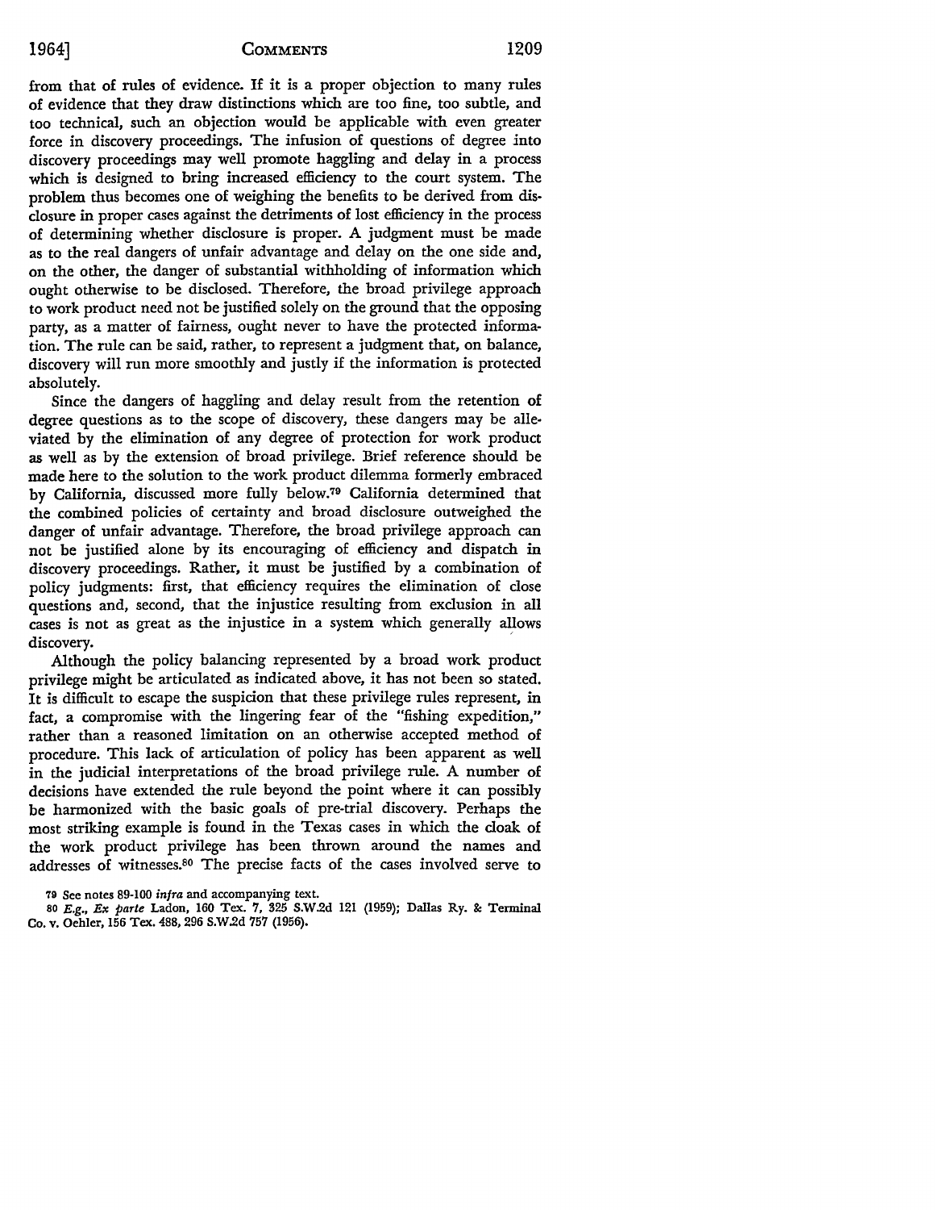from that of rules of evidence. If it is a proper objection to many rules of evidence that they draw distinctions which are too fine, too subtle, and too technical, such an objection would be applicable with even greater force in discovery proceedings. The infusion of questions of degree into discovery proceedings may well promote haggling and delay in a process which is designed to bring increased efficiency to the court system. The problem thus becomes one of weighing the benefits to be derived from disclosure in proper cases against the detriments of lost efficiency in the process of determining whether disclosure is proper. A judgment must be made as to the real dangers of unfair advantage and delay on the one side and, on the other, the danger of substantial withholding of information which ought otherwise to be disclosed. Therefore, the broad privilege approach to work product need not be justified solely on the ground that the opposing party, as a matter of fairness, ought never to have the protected information. The rule can be said, rather, to represent a judgment that, on balance, discovery will run more smoothly and justly if the information is protected absolutely.

Since the dangers of haggling and delay result from the retention of degree questions as to the scope of discovery, these dangers may be alleviated by the elimination of any degree of protection for work product as well as by the extension of broad privilege. Brief reference should be made here to the solution to the work product dilemma formerly embraced by California, discussed more fully below.[79] California determined that the combined policies of certainty and broad disclosure outweighed the danger of unfair advantage. Therefore, the broad privilege approach can not be justified alone by its encouraging of efficiency and dispatch in discovery proceedings. Rather, it must be justified by a combination of policy judgments: first, that efficiency requires the elimination of close questions and, second, that the injustice resulting from exclusion in all cases is not as great as the injustice in a system which generally allows discovery.

Although the policy balancing represented by a broad work product privilege might be articulated as indicated above, it has not been so stated. It is difficult to escape the suspicion that these privilege rules represent, in fact, a compromise with the lingering fear of the "fishing expedition," rather than a reasoned limitation on an otherwise accepted method of procedure. This lack of articulation of policy has been apparent as well in the judicial interpretations of the broad privilege rule. A number of decisions have extended the rule beyond the point where it can possibly be harmonized with the basic goals of pre-trial discovery. Perhaps the most striking example is found in the Texas cases in which the cloak of the work product privilege has been thrown around the names and addresses of witnesses.[80] The precise facts of the cases involved serve to

[79] See notes 89-100 *infra* and accompanying text.

[80] *E.g.*, *Ex parte* Ladon, 160 Tex. 7, 325 S.W.2d 121 (1959); Dallas Ry. & Terminal Co. v. Oehler, 156 Tex. 488, 296 S.W.2d 757 (1956).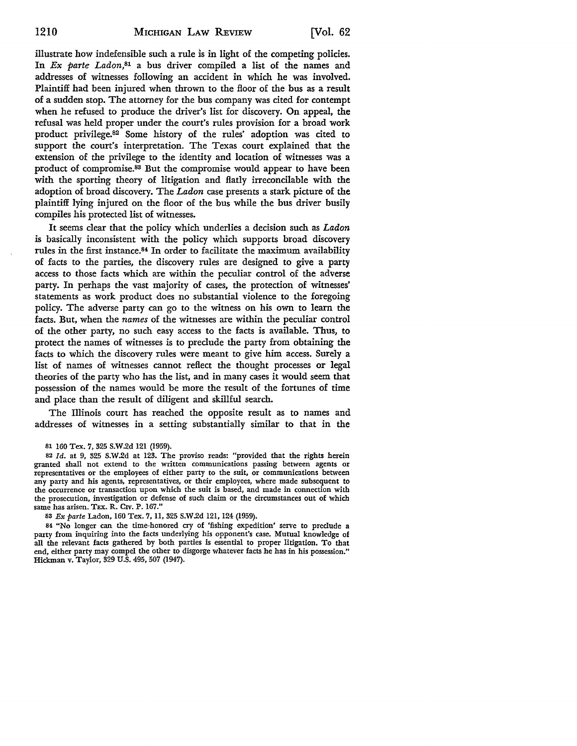illustrate how indefensible such a rule is in light of the competing policies. In *Ex parte Ladon*,[81] a bus driver compiled a list of the names and addresses of witnesses following an accident in which he was involved. Plaintiff had been injured when thrown to the floor of the bus as a result of a sudden stop. The attorney for the bus company was cited for contempt when he refused to produce the driver's list for discovery. On appeal, the refusal was held proper under the court's rules provision for a broad work product privilege.[82] Some history of the rules' adoption was cited to support the court's interpretation. The Texas court explained that the extension of the privilege to the identity and location of witnesses was a product of compromise.[83] But the compromise would appear to have been with the sporting theory of litigation and flatly irreconcilable with the adoption of broad discovery. The *Ladon* case presents a stark picture of the plaintiff lying injured on the floor of the bus while the bus driver busily compiles his protected list of witnesses.

It seems clear that the policy which underlies a decision such as *Ladon* is basically inconsistent with the policy which supports broad discovery rules in the first instance.[84] In order to facilitate the maximum availability of facts to the parties, the discovery rules are designed to give a party access to those facts which are within the peculiar control of the adverse party. In perhaps the vast majority of cases, the protection of witnesses' statements as work product does no substantial violence to the foregoing policy. The adverse party can go to the witness on his own to learn the facts. But, when the *names* of the witnesses are within the peculiar control of the other party, no such easy access to the facts is available. Thus, to protect the names of witnesses is to preclude the party from obtaining the facts to which the discovery rules were meant to give him access. Surely a list of names of witnesses cannot reflect the thought processes or legal theories of the party who has the list, and in many cases it would seem that possession of the names would be more the result of the fortunes of time and place than the result of diligent and skillful search.

The Illinois court has reached the opposite result as to names and addresses of witnesses in a setting substantially similar to that in the

---

81 160 Tex. 7, 325 S.W.2d 121 (1959).

82 *Id.* at 9, 325 S.W.2d at 123. The proviso reads: "provided that the rights herein granted shall not extend to the written communications passing between agents or representatives or the employees of either party to the suit, or communications between any party and his agents, representatives, or their employees, where made subsequent to the occurrence or transaction upon which the suit is based, and made in connection with the prosecution, investigation or defense of such claim or the circumstances out of which same has arisen. TEX. R. CIV. P. 167."

83 *Ex parte* Ladon, 160 Tex. 7, 11, 325 S.W.2d 121, 124 (1959).

84 "No longer can the time-honored cry of 'fishing expedition' serve to preclude a party from inquiring into the facts underlying his opponent's case. Mutual knowledge of all the relevant facts gathered by both parties is essential to proper litigation. To that end, either party may compel the other to disgorge whatever facts he has in his possession." Hickman v. Taylor, 329 U.S. 495, 507 (1947).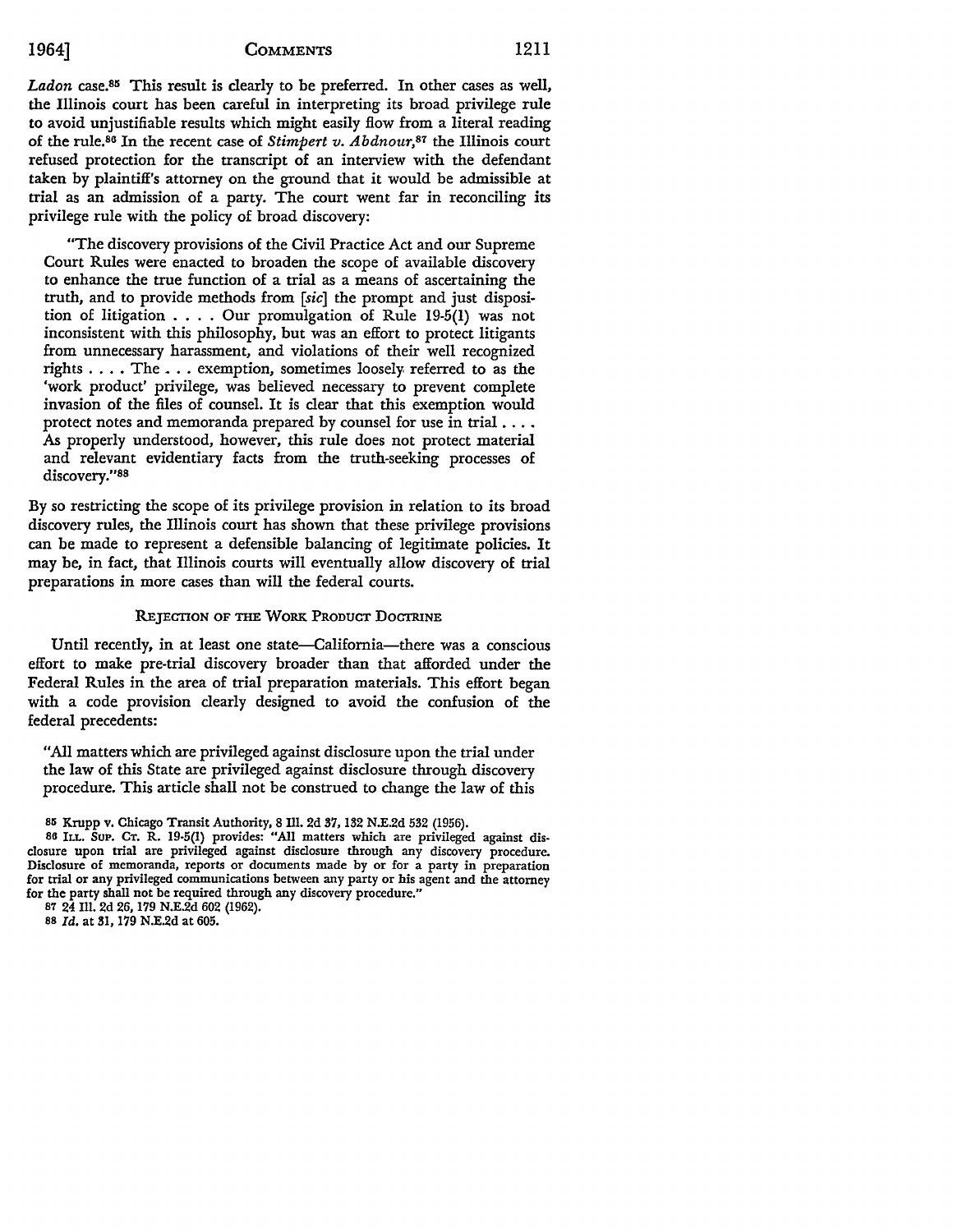*Ladon* case.[85] This result is clearly to be preferred. In other cases as well, the Illinois court has been careful in interpreting its broad privilege rule to avoid unjustifiable results which might easily flow from a literal reading of the rule.[86] In the recent case of *Stimpert v. Abdnour*,[87] the Illinois court refused protection for the transcript of an interview with the defendant taken by plaintiff's attorney on the ground that it would be admissible at trial as an admission of a party. The court went far in reconciling its privilege rule with the policy of broad discovery:

> "The discovery provisions of the Civil Practice Act and our Supreme Court Rules were enacted to broaden the scope of available discovery to enhance the true function of a trial as a means of ascertaining the truth, and to provide methods from [*sic*] the prompt and just disposition of litigation . . . . Our promulgation of Rule 19-5(1) was not inconsistent with this philosophy, but was an effort to protect litigants from unnecessary harassment, and violations of their well recognized rights . . . . The . . . exemption, sometimes loosely referred to as the 'work product' privilege, was believed necessary to prevent complete invasion of the files of counsel. It is clear that this exemption would protect notes and memoranda prepared by counsel for use in trial . . . . As properly understood, however, this rule does not protect material and relevant evidentiary facts from the truth-seeking processes of discovery."[88]

By so restricting the scope of its privilege provision in relation to its broad discovery rules, the Illinois court has shown that these privilege provisions can be made to represent a defensible balancing of legitimate policies. It may be, in fact, that Illinois courts will eventually allow discovery of trial preparations in more cases than will the federal courts.

### Rejection of the Work Product Doctrine

Until recently, in at least one state—California—there was a conscious effort to make pre-trial discovery broader than that afforded under the Federal Rules in the area of trial preparation materials. This effort began with a code provision clearly designed to avoid the confusion of the federal precedents:

> "All matters which are privileged against disclosure upon the trial under the law of this State are privileged against disclosure through discovery procedure. This article shall not be construed to change the law of this

---

[85] Krupp v. Chicago Transit Authority, 8 Ill. 2d 37, 132 N.E.2d 532 (1956).

[86] Ill. Sup. Ct. R. 19-5(1) provides: "All matters which are privileged against disclosure upon trial are privileged against disclosure through any discovery procedure. Disclosure of memoranda, reports or documents made by or for a party in preparation for trial or any privileged communications between any party or his agent and the attorney for the party shall not be required through any discovery procedure."

[87] 24 Ill. 2d 26, 179 N.E.2d 602 (1962).

[88] *Id.* at 31, 179 N.E.2d at 605.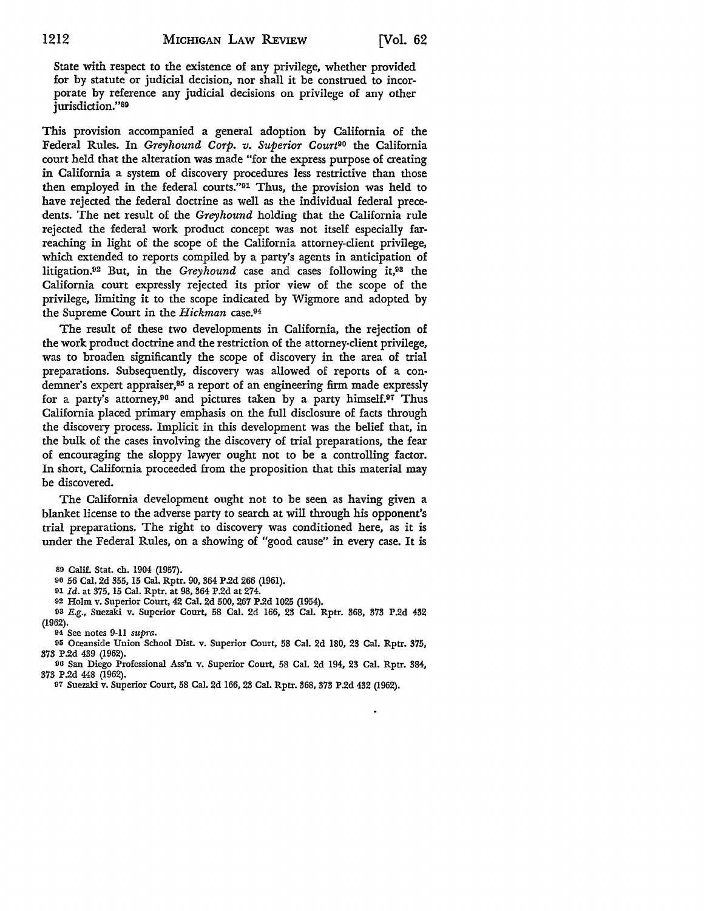State with respect to the existence of any privilege, whether provided for by statute or judicial decision, nor shall it be construed to incorporate by reference any judicial decisions on privilege of any other jurisdiction."[89]

This provision accompanied a general adoption by California of the Federal Rules. In *Greyhound Corp. v. Superior Court*[90] the California court held that the alteration was made "for the express purpose of creating in California a system of discovery procedures less restrictive than those then employed in the federal courts."[91] Thus, the provision was held to have rejected the federal doctrine as well as the individual federal precedents. The net result of the *Greyhound* holding that the California rule rejected the federal work product concept was not itself especially far-reaching in light of the scope of the California attorney-client privilege, which extended to reports compiled by a party's agents in anticipation of litigation.[92] But, in the *Greyhound* case and cases following it,[93] the California court expressly rejected its prior view of the scope of the privilege, limiting it to the scope indicated by Wigmore and adopted by the Supreme Court in the *Hickman* case.[94]

The result of these two developments in California, the rejection of the work product doctrine and the restriction of the attorney-client privilege, was to broaden significantly the scope of discovery in the area of trial preparations. Subsequently, discovery was allowed of reports of a condemner's expert appraiser,[95] a report of an engineering firm made expressly for a party's attorney,[96] and pictures taken by a party himself.[97] Thus California placed primary emphasis on the full disclosure of facts through the discovery process. Implicit in this development was the belief that, in the bulk of the cases involving the discovery of trial preparations, the fear of encouraging the sloppy lawyer ought not to be a controlling factor. In short, California proceeded from the proposition that this material may be discovered.

The California development ought not to be seen as having given a blanket license to the adverse party to search at will through his opponent's trial preparations. The right to discovery was conditioned here, as it is under the Federal Rules, on a showing of "good cause" in every case. It is

---

89 Calif. Stat. ch. 1904 (1957).

90 56 Cal. 2d 355, 15 Cal. Rptr. 90, 364 P.2d 266 (1961).

91 *Id.* at 375, 15 Cal. Rptr. at 98, 364 P.2d at 274.

92 Holm v. Superior Court, 42 Cal. 2d 500, 267 P.2d 1025 (1954).

93 *E.g.*, Suezaki v. Superior Court, 58 Cal. 2d 166, 23 Cal. Rptr. 368, 373 P.2d 432 (1962).

94 See notes 9-11 *supra*.

95 Oceanside Union School Dist. v. Superior Court, 58 Cal. 2d 180, 23 Cal. Rptr. 375, 373 P.2d 439 (1962).

96 San Diego Professional Ass'n v. Superior Court, 58 Cal. 2d 194, 23 Cal. Rptr. 384, 373 P.2d 448 (1962).

97 Suezaki v. Superior Court, 58 Cal. 2d 166, 23 Cal. Rptr. 368, 373 P.2d 432 (1962).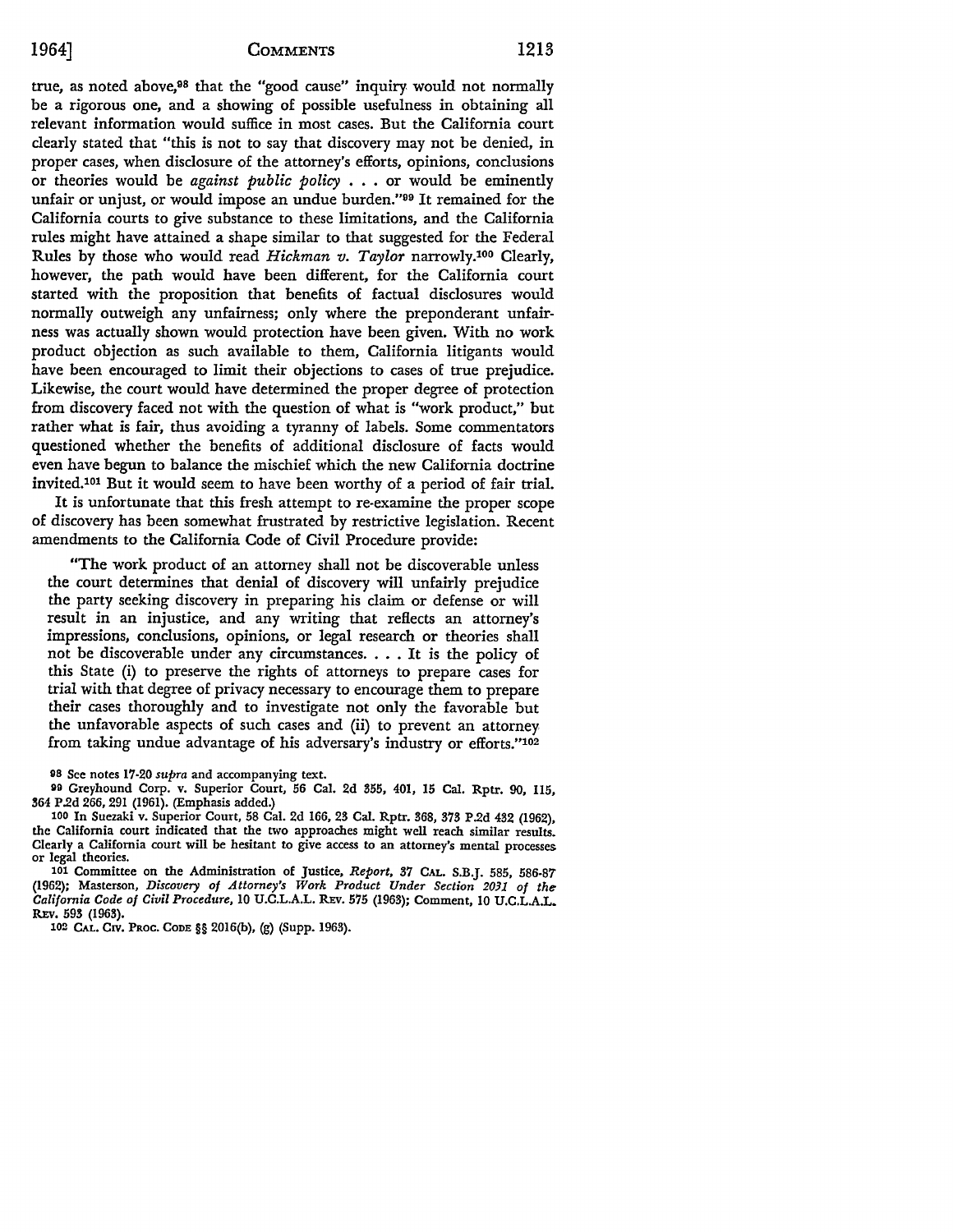true, as noted above,[98] that the "good cause" inquiry would not normally be a rigorous one, and a showing of possible usefulness in obtaining all relevant information would suffice in most cases. But the California court clearly stated that "this is not to say that discovery may not be denied, in proper cases, when disclosure of the attorney's efforts, opinions, conclusions or theories would be *against public policy* . . . or would be eminently unfair or unjust, or would impose an undue burden."[99] It remained for the California courts to give substance to these limitations, and the California rules might have attained a shape similar to that suggested for the Federal Rules by those who would read *Hickman v. Taylor* narrowly.[100] Clearly, however, the path would have been different, for the California court started with the proposition that benefits of factual disclosures would normally outweigh any unfairness; only where the preponderant unfairness was actually shown would protection have been given. With no work product objection as such available to them, California litigants would have been encouraged to limit their objections to cases of true prejudice. Likewise, the court would have determined the proper degree of protection from discovery faced not with the question of what is "work product," but rather what is fair, thus avoiding a tyranny of labels. Some commentators questioned whether the benefits of additional disclosure of facts would even have begun to balance the mischief which the new California doctrine invited.[101] But it would seem to have been worthy of a period of fair trial.

It is unfortunate that this fresh attempt to re-examine the proper scope of discovery has been somewhat frustrated by restrictive legislation. Recent amendments to the California Code of Civil Procedure provide:

> "The work product of an attorney shall not be discoverable unless the court determines that denial of discovery will unfairly prejudice the party seeking discovery in preparing his claim or defense or will result in an injustice, and any writing that reflects an attorney's impressions, conclusions, opinions, or legal research or theories shall not be discoverable under any circumstances. . . . It is the policy of this State (i) to preserve the rights of attorneys to prepare cases for trial with that degree of privacy necessary to encourage them to prepare their cases thoroughly and to investigate not only the favorable but the unfavorable aspects of such cases and (ii) to prevent an attorney from taking undue advantage of his adversary's industry or efforts."[102]

---

[98] See notes 17-20 *supra* and accompanying text.

[99] Greyhound Corp. v. Superior Court, 56 Cal. 2d 355, 401, 15 Cal. Rptr. 90, 115, 364 P.2d 266, 291 (1961). (Emphasis added.)

[100] In Suezaki v. Superior Court, 58 Cal. 2d 166, 23 Cal. Rptr. 368, 373 P.2d 432 (1962), the California court indicated that the two approaches might well reach similar results. Clearly a California court will be hesitant to give access to an attorney's mental processes or legal theories.

[101] Committee on the Administration of Justice, *Report*, 37 CAL. S.B.J. 585, 586-87 (1962); Masterson, *Discovery of Attorney's Work Product Under Section 2031 of the California Code of Civil Procedure*, 10 U.C.L.A.L. REV. 575 (1963); Comment, 10 U.C.L.A.L. REV. 593 (1963).

[102] CAL. CIV. PROC. CODE §§ 2016(b), (g) (Supp. 1963).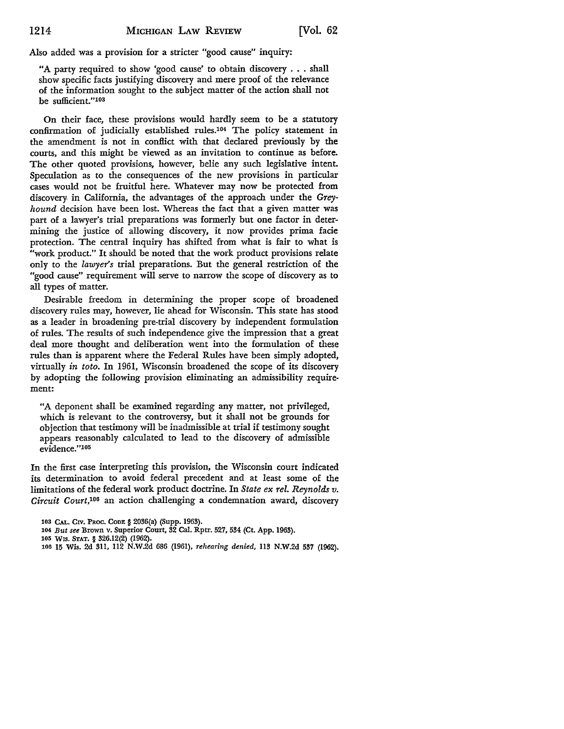Also added was a provision for a stricter "good cause" inquiry:

> "A party required to show 'good cause' to obtain discovery . . . shall show specific facts justifying discovery and mere proof of the relevance of the information sought to the subject matter of the action shall not be sufficient."[103]

On their face, these provisions would hardly seem to be a statutory confirmation of judicially established rules.[104] The policy statement in the amendment is not in conflict with that declared previously by the courts, and this might be viewed as an invitation to continue as before. The other quoted provisions, however, belie any such legislative intent. Speculation as to the consequences of the new provisions in particular cases would not be fruitful here. Whatever may now be protected from discovery in California, the advantages of the approach under the *Greyhound* decision have been lost. Whereas the fact that a given matter was part of a lawyer's trial preparations was formerly but one factor in determining the justice of allowing discovery, it now provides prima facie protection. The central inquiry has shifted from what is fair to what is "work product." It should be noted that the work product provisions relate only to the *lawyer's* trial preparations. But the general restriction of the "good cause" requirement will serve to narrow the scope of discovery as to all types of matter.

Desirable freedom in determining the proper scope of broadened discovery rules may, however, lie ahead for Wisconsin. This state has stood as a leader in broadening pre-trial discovery by independent formulation of rules. The results of such independence give the impression that a great deal more thought and deliberation went into the formulation of these rules than is apparent where the Federal Rules have been simply adopted, virtually *in toto*. In 1961, Wisconsin broadened the scope of its discovery by adopting the following provision eliminating an admissibility requirement:

> "A deponent shall be examined regarding any matter, not privileged, which is relevant to the controversy, but it shall not be grounds for objection that testimony will be inadmissible at trial if testimony sought appears reasonably calculated to lead to the discovery of admissible evidence."[105]

In the first case interpreting this provision, the Wisconsin court indicated its determination to avoid federal precedent and at least some of the limitations of the federal work product doctrine. In *State ex rel. Reynolds v. Circuit Court*,[106] an action challenging a condemnation award, discovery

---

103 CAL. CIV. PROC. CODE § 2036(a) (Supp. 1963).

104 *But see* Brown v. Superior Court, 32 Cal. Rptr. 527, 534 (Ct. App. 1963).

105 WIS. STAT. § 326.12(2) (1962).

106 15 Wis. 2d 311, 112 N.W.2d 686 (1961), *rehearing denied*, 113 N.W.2d 537 (1962).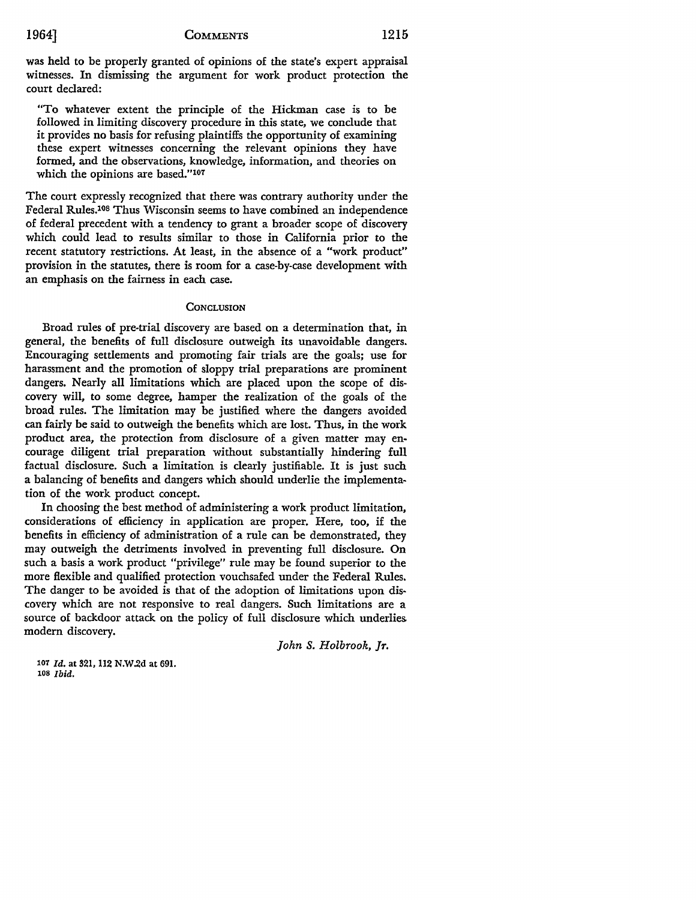was held to be properly granted of opinions of the state's expert appraisal witnesses. In dismissing the argument for work product protection the court declared:

> "To whatever extent the principle of the Hickman case is to be followed in limiting discovery procedure in this state, we conclude that it provides no basis for refusing plaintiffs the opportunity of examining these expert witnesses concerning the relevant opinions they have formed, and the observations, knowledge, information, and theories on which the opinions are based."[107]

The court expressly recognized that there was contrary authority under the Federal Rules.[108] Thus Wisconsin seems to have combined an independence of federal precedent with a tendency to grant a broader scope of discovery which could lead to results similar to those in California prior to the recent statutory restrictions. At least, in the absence of a "work product" provision in the statutes, there is room for a case-by-case development with an emphasis on the fairness in each case.

## Conclusion

Broad rules of pre-trial discovery are based on a determination that, in general, the benefits of full disclosure outweigh its unavoidable dangers. Encouraging settlements and promoting fair trials are the goals; use for harassment and the promotion of sloppy trial preparations are prominent dangers. Nearly all limitations which are placed upon the scope of discovery will, to some degree, hamper the realization of the goals of the broad rules. The limitation may be justified where the dangers avoided can fairly be said to outweigh the benefits which are lost. Thus, in the work product area, the protection from disclosure of a given matter may encourage diligent trial preparation without substantially hindering full factual disclosure. Such a limitation is clearly justifiable. It is just such a balancing of benefits and dangers which should underlie the implementation of the work product concept.

In choosing the best method of administering a work product limitation, considerations of efficiency in application are proper. Here, too, if the benefits in efficiency of administration of a rule can be demonstrated, they may outweigh the detriments involved in preventing full disclosure. On such a basis a work product "privilege" rule may be found superior to the more flexible and qualified protection vouchsafed under the Federal Rules. The danger to be avoided is that of the adoption of limitations upon discovery which are not responsive to real dangers. Such limitations are a source of backdoor attack on the policy of full disclosure which underlies modern discovery.

*John S. Holbrook, Jr.*

[107] *Id.* at 321, 112 N.W.2d at 691.

[108] *Ibid.*